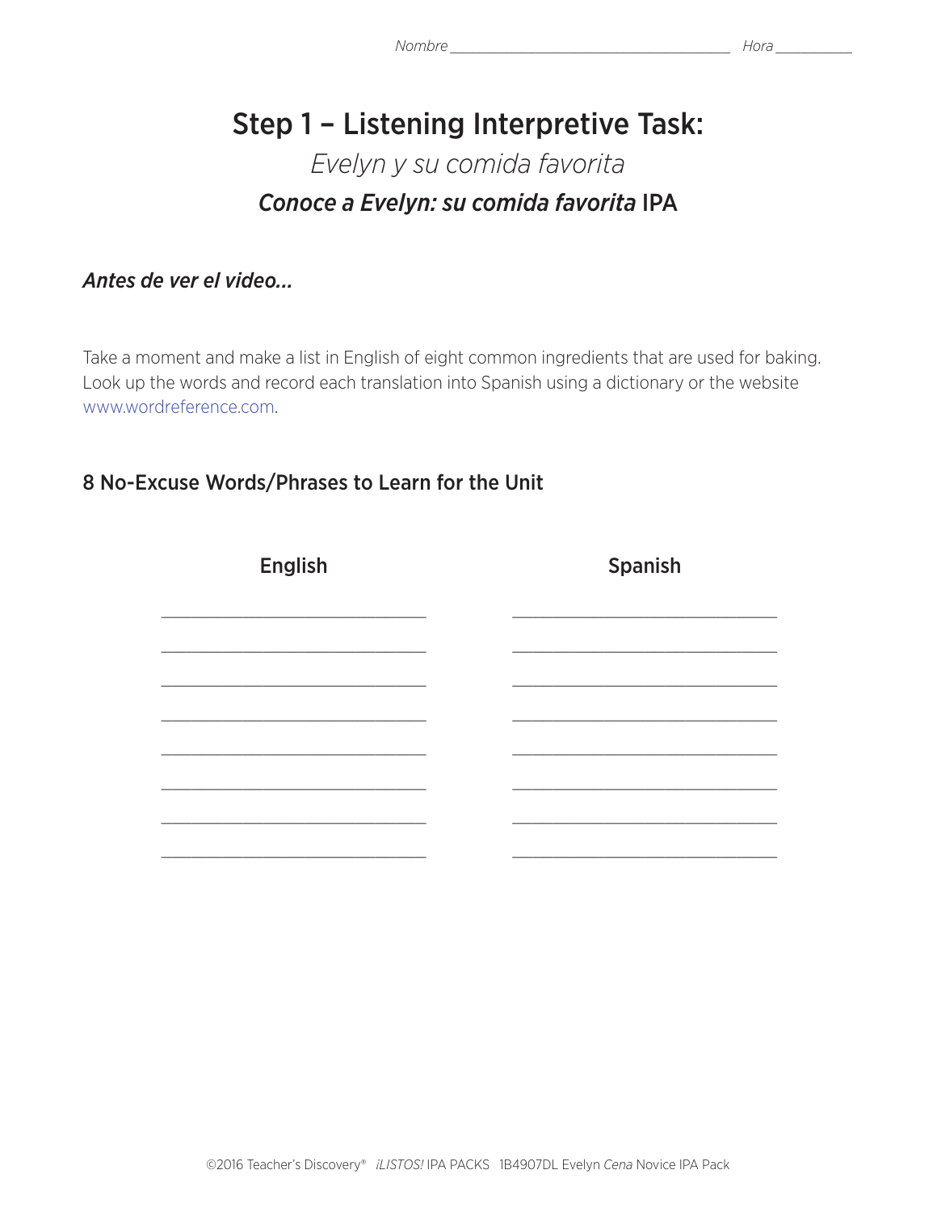*Nombre* ___________________________________ *Hora* __________

# Step 1 – Listening Interpretive Task:

*Evelyn y su comida favorita*

***Conoce a Evelyn: su comida favorita* IPA**

### *Antes de ver el video...*

Take a moment and make a list in English of eight common ingredients that are used for baking. Look up the words and record each translation into Spanish using a dictionary or the website www.wordreference.com.

## 8 No-Excuse Words/Phrases to Learn for the Unit

| English | Spanish |
|---|---|
| ______________________________ | ______________________________ |
| ______________________________ | ______________________________ |
| ______________________________ | ______________________________ |
| ______________________________ | ______________________________ |
| ______________________________ | ______________________________ |
| ______________________________ | ______________________________ |
| ______________________________ | ______________________________ |
| ______________________________ | ______________________________ |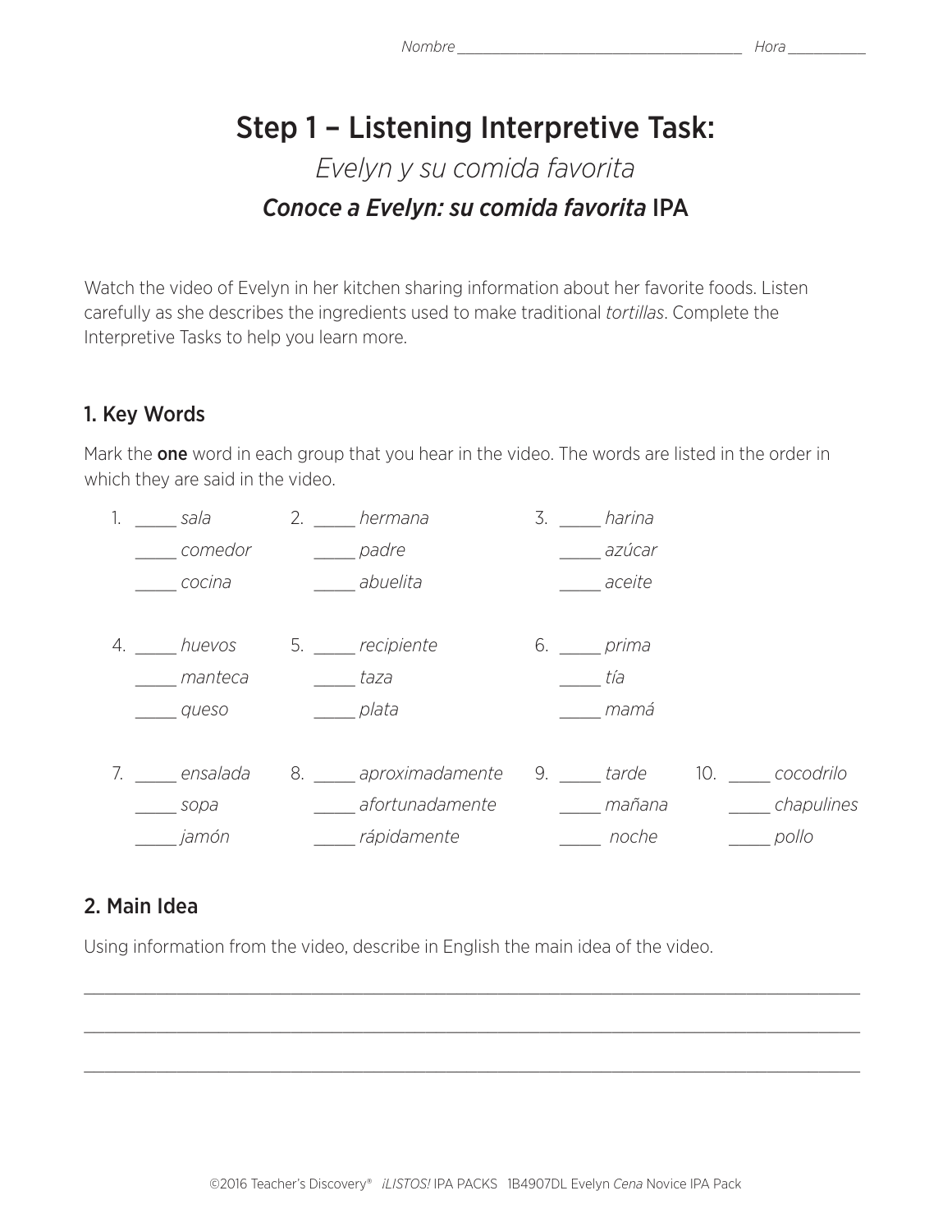Nombre ___________________________________ Hora __________

# Step 1 – Listening Interpretive Task:

## *Evelyn y su comida favorita*

### ***Conoce a Evelyn: su comida favorita* IPA**

Watch the video of Evelyn in her kitchen sharing information about her favorite foods. Listen carefully as she describes the ingredients used to make traditional *tortillas*. Complete the Interpretive Tasks to help you learn more.

## 1. Key Words

Mark the **one** word in each group that you hear in the video. The words are listed in the order in which they are said in the video.

1. _____ *sala*
   _____ *comedor*
   _____ *cocina*

2. _____ *hermana*
   _____ *padre*
   _____ *abuelita*

3. _____ *harina*
   _____ *azúcar*
   _____ *aceite*

4. _____ *huevos*
   _____ *manteca*
   _____ *queso*

5. _____ *recipiente*
   _____ *taza*
   _____ *plata*

6. _____ *prima*
   _____ *tía*
   _____ *mamá*

7. _____ *ensalada*
   _____ *sopa*
   _____ *jamón*

8. _____ *aproximadamente*
   _____ *afortunadamente*
   _____ *rápidamente*

9. _____ *tarde*
   _____ *mañana*
   _____ *noche*

10. _____ *cocodrilo*
    _____ *chapulines*
    _____ *pollo*

## 2. Main Idea

Using information from the video, describe in English the main idea of the video.

______________________________________________________________________________

______________________________________________________________________________

______________________________________________________________________________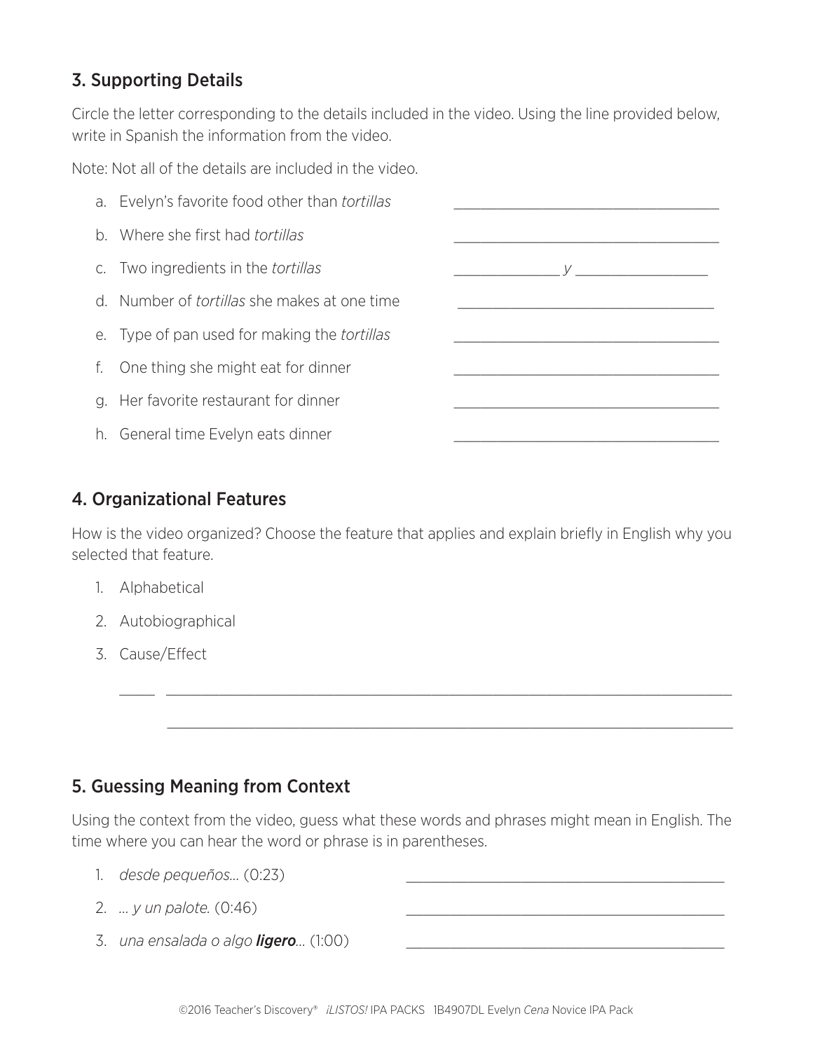## 3. Supporting Details

Circle the letter corresponding to the details included in the video. Using the line provided below, write in Spanish the information from the video.

Note: Not all of the details are included in the video.

a. Evelyn's favorite food other than *tortillas* \_\_\_\_\_\_\_\_\_\_\_\_\_\_\_\_\_\_\_\_\_\_\_\_\_\_\_\_\_\_

b. Where she first had *tortillas* \_\_\_\_\_\_\_\_\_\_\_\_\_\_\_\_\_\_\_\_\_\_\_\_\_\_\_\_\_\_

c. Two ingredients in the *tortillas* \_\_\_\_\_\_\_\_\_\_\_\_ *y* \_\_\_\_\_\_\_\_\_\_\_\_\_\_

d. Number of *tortillas* she makes at one time \_\_\_\_\_\_\_\_\_\_\_\_\_\_\_\_\_\_\_\_\_\_\_\_\_\_\_\_\_\_

e. Type of pan used for making the *tortillas* \_\_\_\_\_\_\_\_\_\_\_\_\_\_\_\_\_\_\_\_\_\_\_\_\_\_\_\_\_\_

f. One thing she might eat for dinner \_\_\_\_\_\_\_\_\_\_\_\_\_\_\_\_\_\_\_\_\_\_\_\_\_\_\_\_\_\_

g. Her favorite restaurant for dinner \_\_\_\_\_\_\_\_\_\_\_\_\_\_\_\_\_\_\_\_\_\_\_\_\_\_\_\_\_\_

h. General time Evelyn eats dinner \_\_\_\_\_\_\_\_\_\_\_\_\_\_\_\_\_\_\_\_\_\_\_\_\_\_\_\_\_\_

## 4. Organizational Features

How is the video organized? Choose the feature that applies and explain briefly in English why you selected that feature.

1. Alphabetical
2. Autobiographical
3. Cause/Effect

\_\_\_\_ \_\_\_\_\_\_\_\_\_\_\_\_\_\_\_\_\_\_\_\_\_\_\_\_\_\_\_\_\_\_\_\_\_\_\_\_\_\_\_\_\_\_\_\_\_\_\_\_\_\_\_\_\_\_\_\_\_\_

\_\_\_\_\_\_\_\_\_\_\_\_\_\_\_\_\_\_\_\_\_\_\_\_\_\_\_\_\_\_\_\_\_\_\_\_\_\_\_\_\_\_\_\_\_\_\_\_\_\_\_\_\_\_\_\_\_\_

## 5. Guessing Meaning from Context

Using the context from the video, guess what these words and phrases might mean in English. The time where you can hear the word or phrase is in parentheses.

1. *desde pequeños...* (0:23) \_\_\_\_\_\_\_\_\_\_\_\_\_\_\_\_\_\_\_\_\_\_\_\_\_\_\_\_\_\_\_\_\_\_
2. *... y un palote.* (0:46) \_\_\_\_\_\_\_\_\_\_\_\_\_\_\_\_\_\_\_\_\_\_\_\_\_\_\_\_\_\_\_\_\_\_
3. *una ensalada o algo* ***ligero****...* (1:00) \_\_\_\_\_\_\_\_\_\_\_\_\_\_\_\_\_\_\_\_\_\_\_\_\_\_\_\_\_\_\_\_\_\_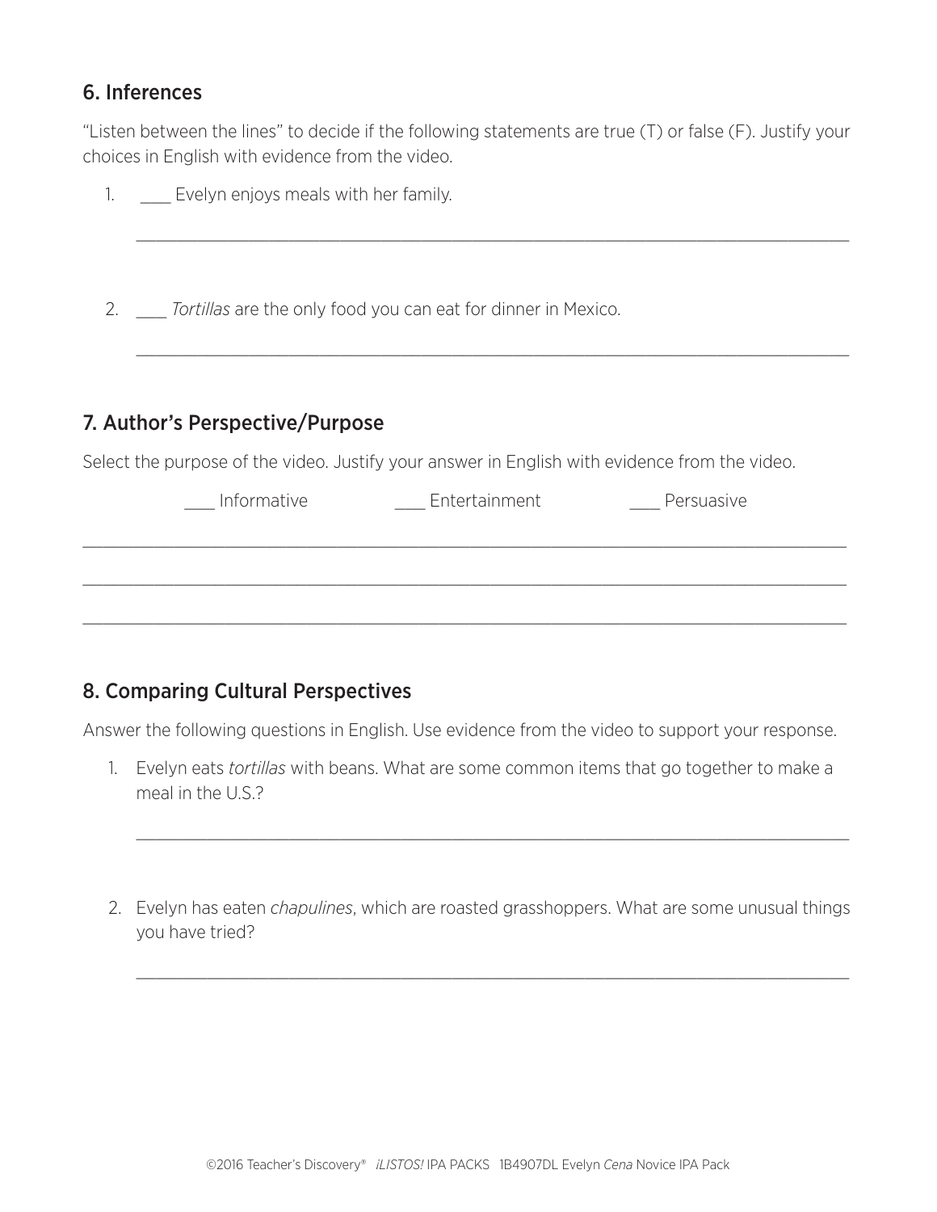## 6. Inferences

"Listen between the lines" to decide if the following statements are true (T) or false (F). Justify your choices in English with evidence from the video.

1. ____ Evelyn enjoys meals with her family.

   ______________________________________________________________________________

2. ____ *Tortillas* are the only food you can eat for dinner in Mexico.

   ______________________________________________________________________________

## 7. Author's Perspective/Purpose

Select the purpose of the video. Justify your answer in English with evidence from the video.

____ Informative ____ Entertainment ____ Persuasive

______________________________________________________________________________

______________________________________________________________________________

______________________________________________________________________________

## 8. Comparing Cultural Perspectives

Answer the following questions in English. Use evidence from the video to support your response.

1. Evelyn eats *tortillas* with beans. What are some common items that go together to make a meal in the U.S.?

   ______________________________________________________________________________

2. Evelyn has eaten *chapulines*, which are roasted grasshoppers. What are some unusual things you have tried?

   ______________________________________________________________________________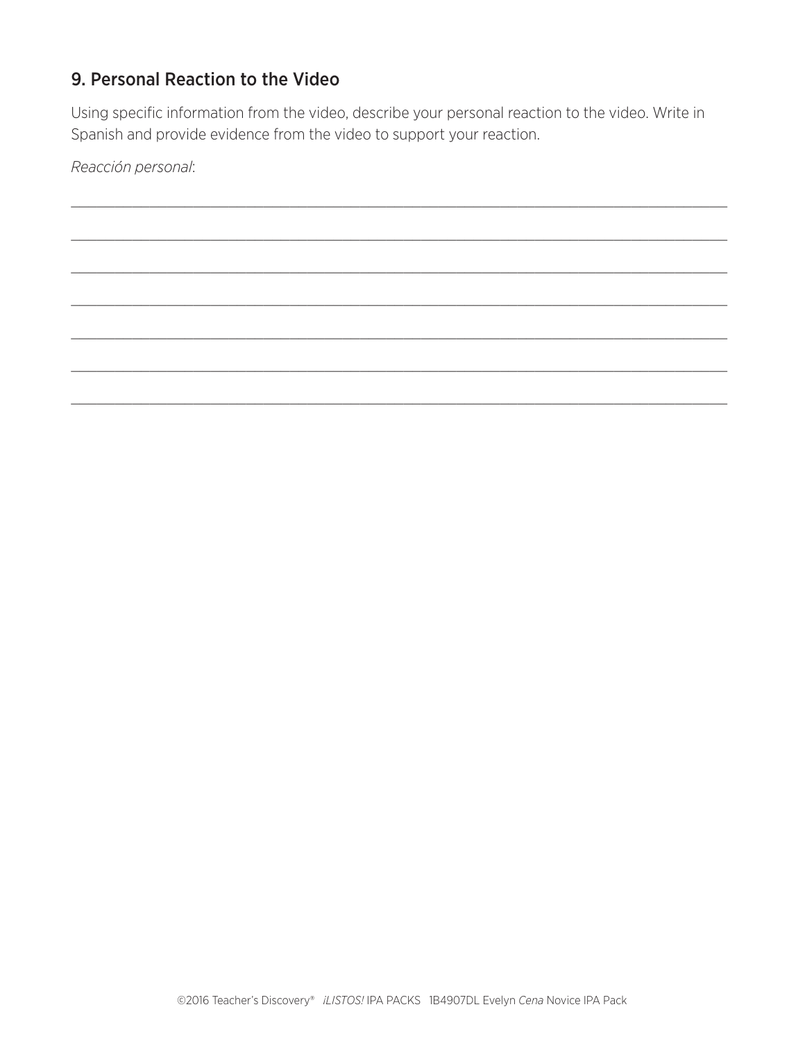## 9. Personal Reaction to the Video

Using specific information from the video, describe your personal reaction to the video. Write in Spanish and provide evidence from the video to support your reaction.

*Reacción personal*:

___________________________________________________________________________

___________________________________________________________________________

___________________________________________________________________________

___________________________________________________________________________

___________________________________________________________________________

___________________________________________________________________________

___________________________________________________________________________